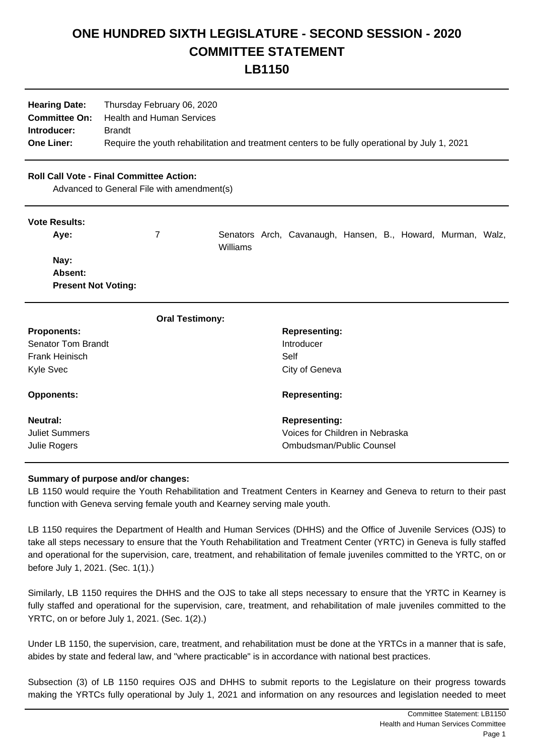# ONE HUNDRED SIXTH LEGISLATURE - SECOND SESSION - 2020
# COMMITTEE STATEMENT
# LB1150

**Hearing Date:** Thursday February 06, 2020
**Committee On:** Health and Human Services
**Introducer:** Brandt
**One Liner:** Require the youth rehabilitation and treatment centers to be fully operational by July 1, 2021

**Roll Call Vote - Final Committee Action:**
Advanced to General File with amendment(s)

**Vote Results:**

| | | |
|---|---|---|
| **Aye:** | 7 | Senators Arch, Cavanaugh, Hansen, B., Howard, Murman, Walz, Williams |
| **Nay:** | | |
| **Absent:** | | |
| **Present Not Voting:** | | |

**Oral Testimony:**

| **Proponents:** | **Representing:** |
|---|---|
| Senator Tom Brandt | Introducer |
| Frank Heinisch | Self |
| Kyle Svec | City of Geneva |
| **Opponents:** | **Representing:** |
| **Neutral:** | **Representing:** |
| Juliet Summers | Voices for Children in Nebraska |
| Julie Rogers | Ombudsman/Public Counsel |

**Summary of purpose and/or changes:**

LB 1150 would require the Youth Rehabilitation and Treatment Centers in Kearney and Geneva to return to their past function with Geneva serving female youth and Kearney serving male youth.

LB 1150 requires the Department of Health and Human Services (DHHS) and the Office of Juvenile Services (OJS) to take all steps necessary to ensure that the Youth Rehabilitation and Treatment Center (YRTC) in Geneva is fully staffed and operational for the supervision, care, treatment, and rehabilitation of female juveniles committed to the YRTC, on or before July 1, 2021. (Sec. 1(1).)

Similarly, LB 1150 requires the DHHS and the OJS to take all steps necessary to ensure that the YRTC in Kearney is fully staffed and operational for the supervision, care, treatment, and rehabilitation of male juveniles committed to the YRTC, on or before July 1, 2021. (Sec. 1(2).)

Under LB 1150, the supervision, care, treatment, and rehabilitation must be done at the YRTCs in a manner that is safe, abides by state and federal law, and "where practicable" is in accordance with national best practices.

Subsection (3) of LB 1150 requires OJS and DHHS to submit reports to the Legislature on their progress towards making the YRTCs fully operational by July 1, 2021 and information on any resources and legislation needed to meet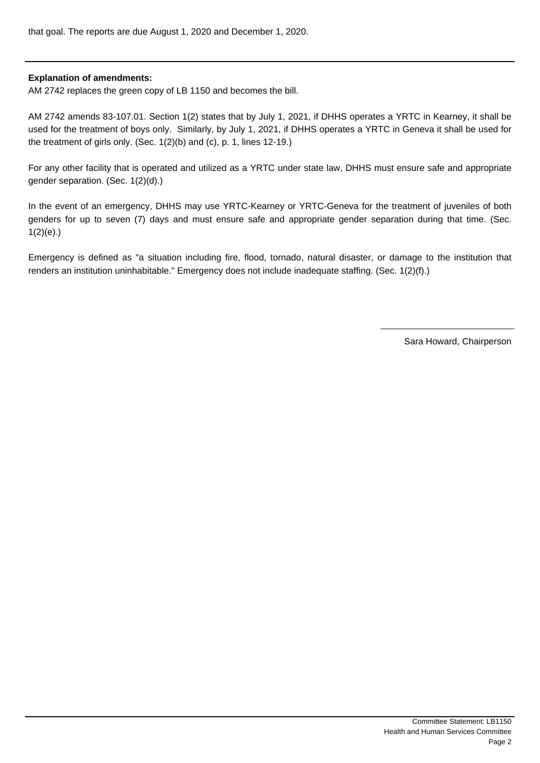that goal. The reports are due August 1, 2020 and December 1, 2020.

---

**Explanation of amendments:**

AM 2742 replaces the green copy of LB 1150 and becomes the bill.

AM 2742 amends 83-107.01. Section 1(2) states that by July 1, 2021, if DHHS operates a YRTC in Kearney, it shall be used for the treatment of boys only. Similarly, by July 1, 2021, if DHHS operates a YRTC in Geneva it shall be used for the treatment of girls only. (Sec. 1(2)(b) and (c), p. 1, lines 12-19.)

For any other facility that is operated and utilized as a YRTC under state law, DHHS must ensure safe and appropriate gender separation. (Sec. 1(2)(d).)

In the event of an emergency, DHHS may use YRTC-Kearney or YRTC-Geneva for the treatment of juveniles of both genders for up to seven (7) days and must ensure safe and appropriate gender separation during that time. (Sec. 1(2)(e).)

Emergency is defined as "a situation including fire, flood, tornado, natural disaster, or damage to the institution that renders an institution uninhabitable." Emergency does not include inadequate staffing. (Sec. 1(2)(f).)

Sara Howard, Chairperson